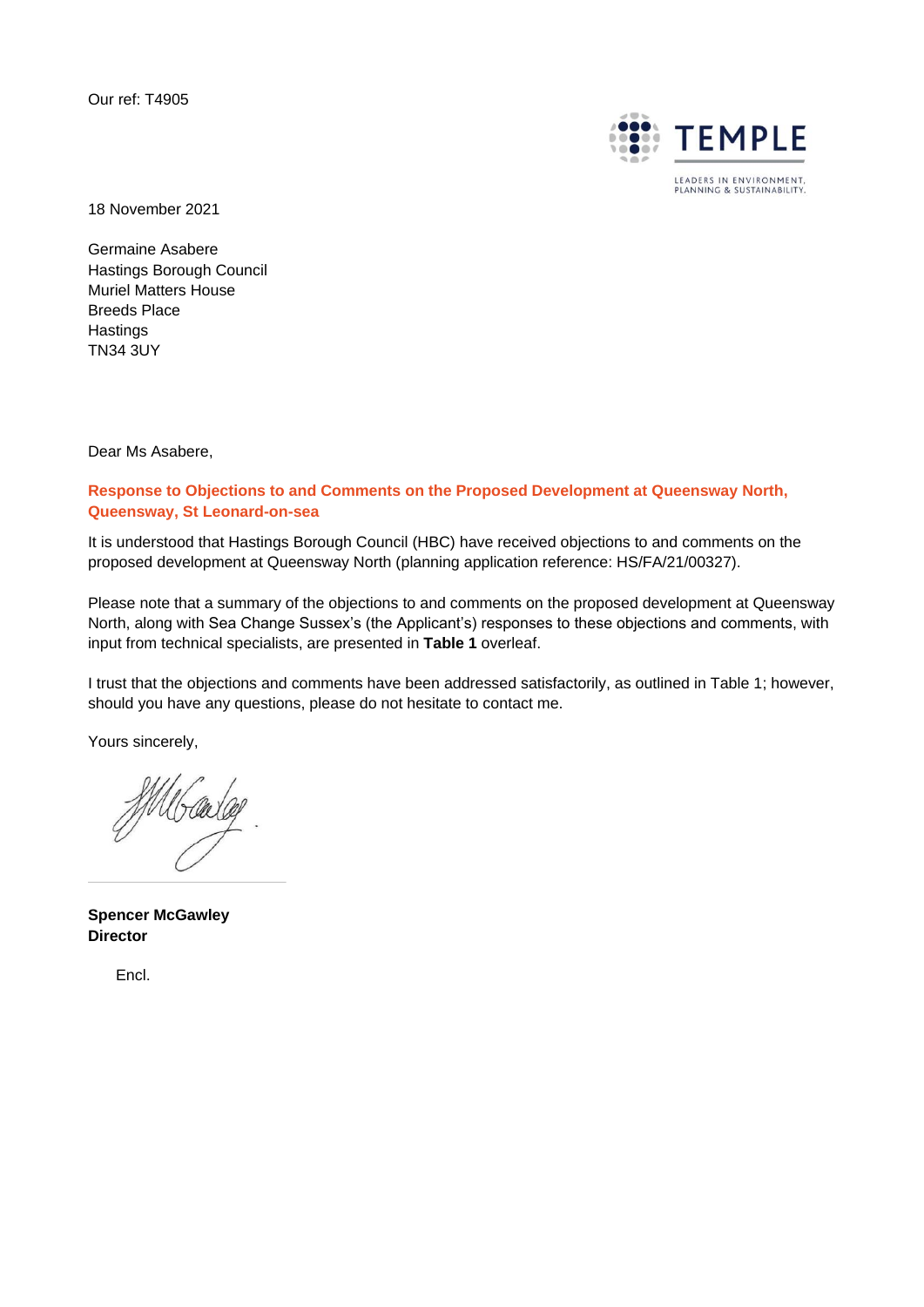Our ref: T4905

TEMPLE

LEADERS IN ENVIRONMENT, PLANNING & SUSTAINABILITY.

18 November 2021

Germaine Asabere
Hastings Borough Council
Muriel Matters House
Breeds Place
Hastings
TN34 3UY

Dear Ms Asabere,

**Response to Objections to and Comments on the Proposed Development at Queensway North, Queensway, St Leonard-on-sea**

It is understood that Hastings Borough Council (HBC) have received objections to and comments on the proposed development at Queensway North (planning application reference: HS/FA/21/00327).

Please note that a summary of the objections to and comments on the proposed development at Queensway North, along with Sea Change Sussex's (the Applicant's) responses to these objections and comments, with input from technical specialists, are presented in **Table 1** overleaf.

I trust that the objections and comments have been addressed satisfactorily, as outlined in Table 1; however, should you have any questions, please do not hesitate to contact me.

Yours sincerely,

**Spencer McGawley**
**Director**

Encl.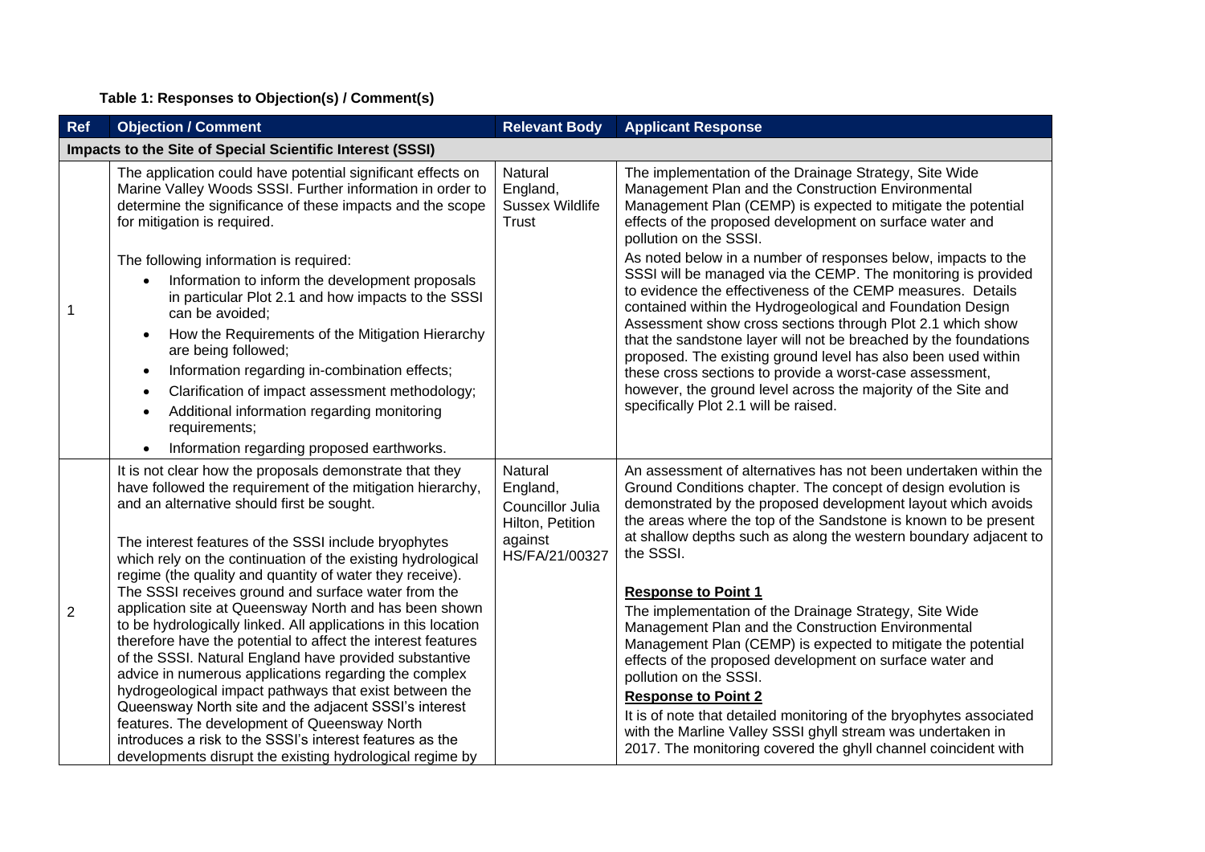**Table 1: Responses to Objection(s) / Comment(s)**

| Ref | Objection / Comment | Relevant Body | Applicant Response |
|---|---|---|---|
| **Impacts to the Site of Special Scientific Interest (SSSI)** | | | |
| 1 | The application could have potential significant effects on Marine Valley Woods SSSI. Further information in order to determine the significance of these impacts and the scope for mitigation is required.<br><br>The following information is required:<br>• Information to inform the development proposals in particular Plot 2.1 and how impacts to the SSSI can be avoided;<br>• How the Requirements of the Mitigation Hierarchy are being followed;<br>• Information regarding in-combination effects;<br>• Clarification of impact assessment methodology;<br>• Additional information regarding monitoring requirements;<br>• Information regarding proposed earthworks. | Natural England, Sussex Wildlife Trust | The implementation of the Drainage Strategy, Site Wide Management Plan and the Construction Environmental Management Plan (CEMP) is expected to mitigate the potential effects of the proposed development on surface water and pollution on the SSSI.<br>As noted below in a number of responses below, impacts to the SSSI will be managed via the CEMP. The monitoring is provided to evidence the effectiveness of the CEMP measures. Details contained within the Hydrogeological and Foundation Design Assessment show cross sections through Plot 2.1 which show that the sandstone layer will not be breached by the foundations proposed. The existing ground level has also been used within these cross sections to provide a worst-case assessment, however, the ground level across the majority of the Site and specifically Plot 2.1 will be raised. |
| 2 | It is not clear how the proposals demonstrate that they have followed the requirement of the mitigation hierarchy, and an alternative should first be sought.<br><br>The interest features of the SSSI include bryophytes which rely on the continuation of the existing hydrological regime (the quality and quantity of water they receive). The SSSI receives ground and surface water from the application site at Queensway North and has been shown to be hydrologically linked. All applications in this location therefore have the potential to affect the interest features of the SSSI. Natural England have provided substantive advice in numerous applications regarding the complex hydrogeological impact pathways that exist between the Queensway North site and the adjacent SSSI's interest features. The development of Queensway North introduces a risk to the SSSI's interest features as the developments disrupt the existing hydrological regime by | Natural England, Councillor Julia Hilton, Petition against HS/FA/21/00327 | An assessment of alternatives has not been undertaken within the Ground Conditions chapter. The concept of design evolution is demonstrated by the proposed development layout which avoids the areas where the top of the Sandstone is known to be present at shallow depths such as along the western boundary adjacent to the SSSI.<br><br>**Response to Point 1**<br>The implementation of the Drainage Strategy, Site Wide Management Plan and the Construction Environmental Management Plan (CEMP) is expected to mitigate the potential effects of the proposed development on surface water and pollution on the SSSI.<br>**Response to Point 2**<br>It is of note that detailed monitoring of the bryophytes associated with the Marline Valley SSSI ghyll stream was undertaken in 2017. The monitoring covered the ghyll channel coincident with |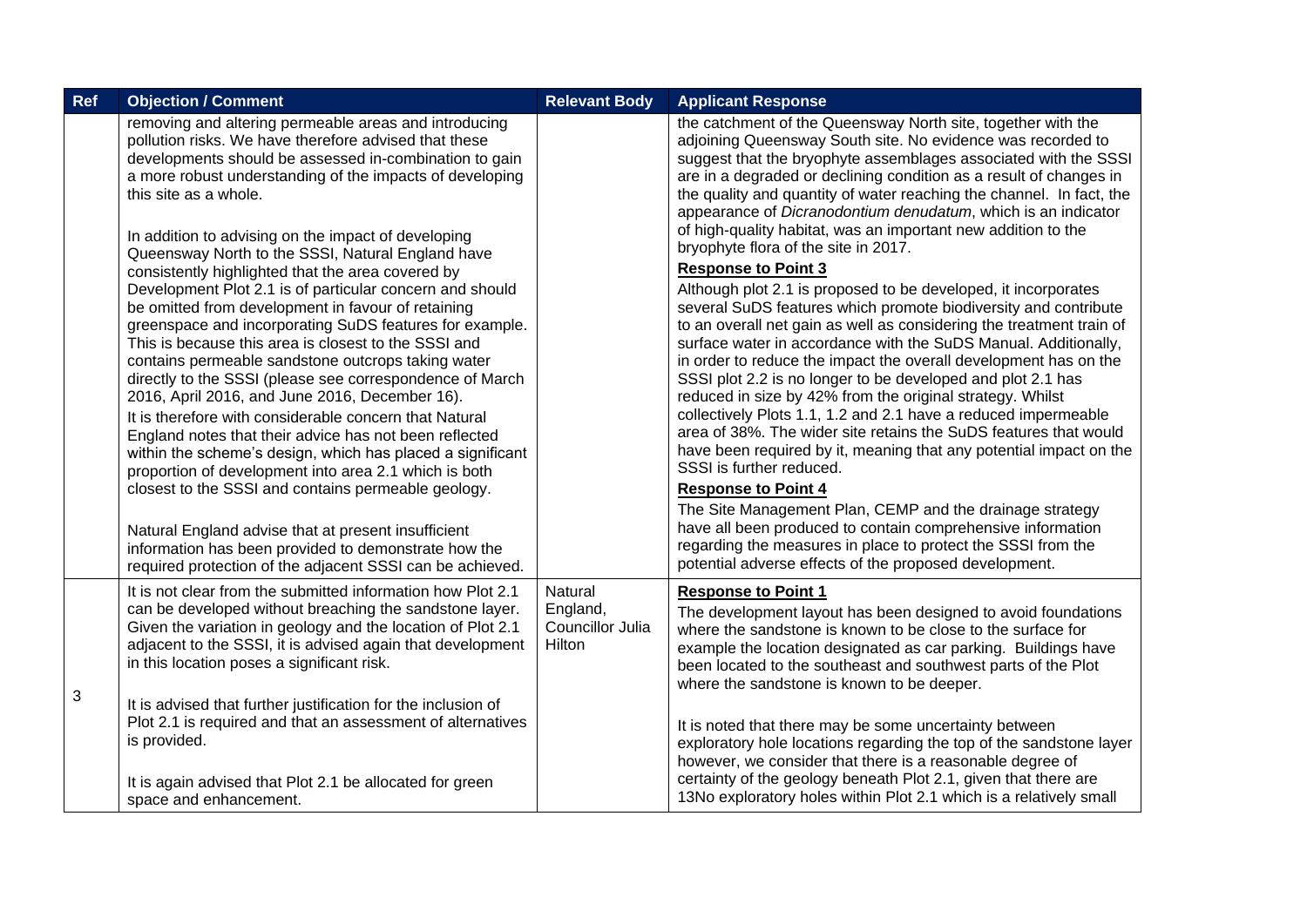| Ref | Objection / Comment | Relevant Body | Applicant Response |
|---|---|---|---|
| | removing and altering permeable areas and introducing pollution risks. We have therefore advised that these developments should be assessed in-combination to gain a more robust understanding of the impacts of developing this site as a whole.<br><br>In addition to advising on the impact of developing Queensway North to the SSSI, Natural England have consistently highlighted that the area covered by Development Plot 2.1 is of particular concern and should be omitted from development in favour of retaining greenspace and incorporating SuDS features for example. This is because this area is closest to the SSSI and contains permeable sandstone outcrops taking water directly to the SSSI (please see correspondence of March 2016, April 2016, and June 2016, December 16).<br>It is therefore with considerable concern that Natural England notes that their advice has not been reflected within the scheme's design, which has placed a significant proportion of development into area 2.1 which is both closest to the SSSI and contains permeable geology.<br><br>Natural England advise that at present insufficient information has been provided to demonstrate how the required protection of the adjacent SSSI can be achieved. | | the catchment of the Queensway North site, together with the adjoining Queensway South site. No evidence was recorded to suggest that the bryophyte assemblages associated with the SSSI are in a degraded or declining condition as a result of changes in the quality and quantity of water reaching the channel. In fact, the appearance of *Dicranodontium denudatum*, which is an indicator of high-quality habitat, was an important new addition to the bryophyte flora of the site in 2017.<br>**Response to Point 3**<br>Although plot 2.1 is proposed to be developed, it incorporates several SuDS features which promote biodiversity and contribute to an overall net gain as well as considering the treatment train of surface water in accordance with the SuDS Manual. Additionally, in order to reduce the impact the overall development has on the SSSI plot 2.2 is no longer to be developed and plot 2.1 has reduced in size by 42% from the original strategy. Whilst collectively Plots 1.1, 1.2 and 2.1 have a reduced impermeable area of 38%. The wider site retains the SuDS features that would have been required by it, meaning that any potential impact on the SSSI is further reduced.<br>**Response to Point 4**<br>The Site Management Plan, CEMP and the drainage strategy have all been produced to contain comprehensive information regarding the measures in place to protect the SSSI from the potential adverse effects of the proposed development. |
| 3 | It is not clear from the submitted information how Plot 2.1 can be developed without breaching the sandstone layer. Given the variation in geology and the location of Plot 2.1 adjacent to the SSSI, it is advised again that development in this location poses a significant risk.<br><br>It is advised that further justification for the inclusion of Plot 2.1 is required and that an assessment of alternatives is provided.<br><br>It is again advised that Plot 2.1 be allocated for green space and enhancement. | Natural England, Councillor Julia Hilton | **Response to Point 1**<br>The development layout has been designed to avoid foundations where the sandstone is known to be close to the surface for example the location designated as car parking. Buildings have been located to the southeast and southwest parts of the Plot where the sandstone is known to be deeper.<br><br>It is noted that there may be some uncertainty between exploratory hole locations regarding the top of the sandstone layer however, we consider that there is a reasonable degree of certainty of the geology beneath Plot 2.1, given that there are 13No exploratory holes within Plot 2.1 which is a relatively small |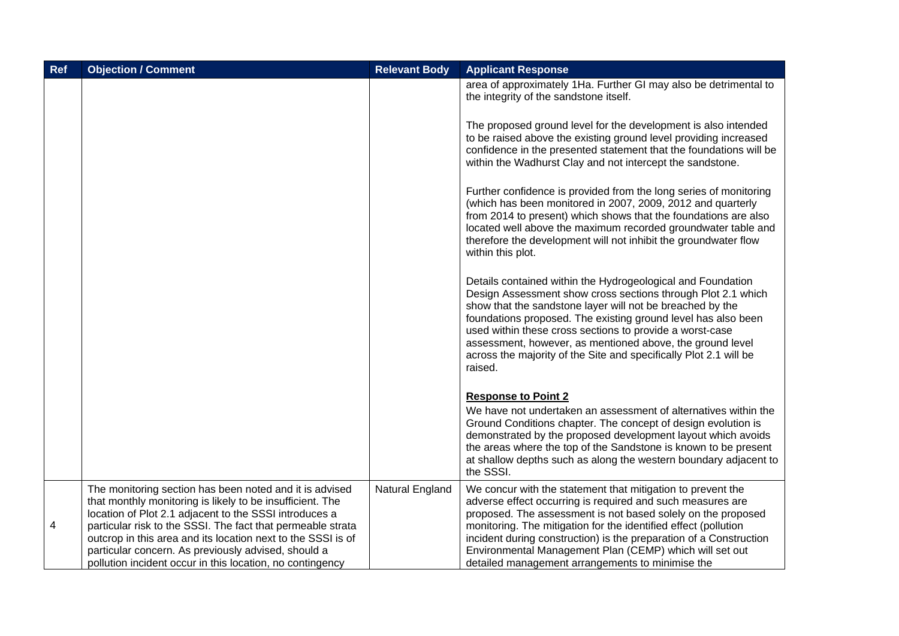| Ref | Objection / Comment | Relevant Body | Applicant Response |
|---|---|---|---|
| | | | area of approximately 1Ha. Further GI may also be detrimental to the integrity of the sandstone itself.<br><br>The proposed ground level for the development is also intended to be raised above the existing ground level providing increased confidence in the presented statement that the foundations will be within the Wadhurst Clay and not intercept the sandstone.<br><br>Further confidence is provided from the long series of monitoring (which has been monitored in 2007, 2009, 2012 and quarterly from 2014 to present) which shows that the foundations are also located well above the maximum recorded groundwater table and therefore the development will not inhibit the groundwater flow within this plot.<br><br>Details contained within the Hydrogeological and Foundation Design Assessment show cross sections through Plot 2.1 which show that the sandstone layer will not be breached by the foundations proposed. The existing ground level has also been used within these cross sections to provide a worst-case assessment, however, as mentioned above, the ground level across the majority of the Site and specifically Plot 2.1 will be raised.<br><br>**Response to Point 2**<br>We have not undertaken an assessment of alternatives within the Ground Conditions chapter. The concept of design evolution is demonstrated by the proposed development layout which avoids the areas where the top of the Sandstone is known to be present at shallow depths such as along the western boundary adjacent to the SSSI. |
| 4 | The monitoring section has been noted and it is advised that monthly monitoring is likely to be insufficient. The location of Plot 2.1 adjacent to the SSSI introduces a particular risk to the SSSI. The fact that permeable strata outcrop in this area and its location next to the SSSI is of particular concern. As previously advised, should a pollution incident occur in this location, no contingency | Natural England | We concur with the statement that mitigation to prevent the adverse effect occurring is required and such measures are proposed. The assessment is not based solely on the proposed monitoring. The mitigation for the identified effect (pollution incident during construction) is the preparation of a Construction Environmental Management Plan (CEMP) which will set out detailed management arrangements to minimise the |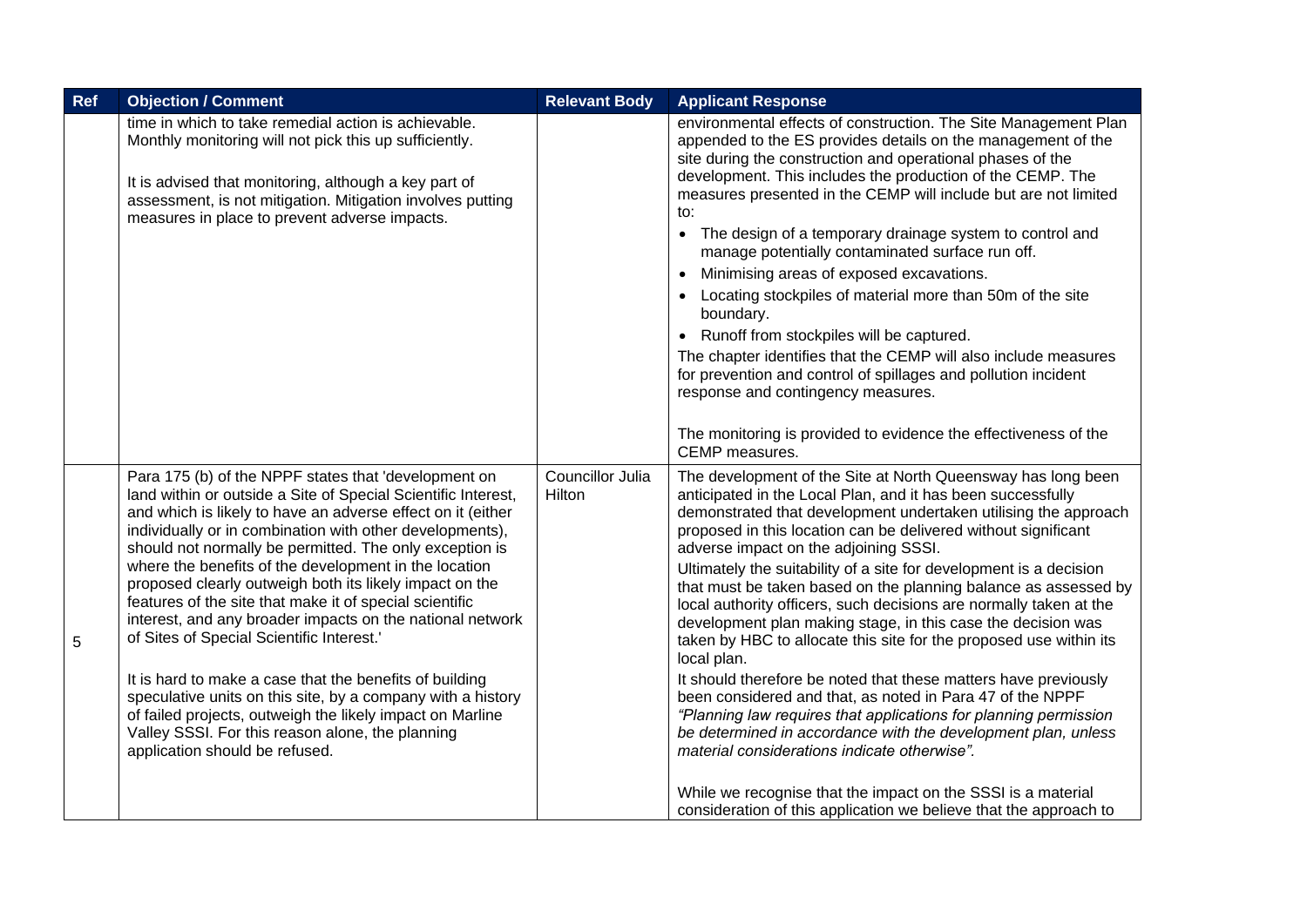| Ref | Objection / Comment | Relevant Body | Applicant Response |
|---|---|---|---|
| | time in which to take remedial action is achievable. Monthly monitoring will not pick this up sufficiently.<br><br>It is advised that monitoring, although a key part of assessment, is not mitigation. Mitigation involves putting measures in place to prevent adverse impacts. | | environmental effects of construction. The Site Management Plan appended to the ES provides details on the management of the site during the construction and operational phases of the development. This includes the production of the CEMP. The measures presented in the CEMP will include but are not limited to:<br>• The design of a temporary drainage system to control and manage potentially contaminated surface run off.<br>• Minimising areas of exposed excavations.<br>• Locating stockpiles of material more than 50m of the site boundary.<br>• Runoff from stockpiles will be captured.<br>The chapter identifies that the CEMP will also include measures for prevention and control of spillages and pollution incident response and contingency measures.<br><br>The monitoring is provided to evidence the effectiveness of the CEMP measures. |
| 5 | Para 175 (b) of the NPPF states that 'development on land within or outside a Site of Special Scientific Interest, and which is likely to have an adverse effect on it (either individually or in combination with other developments), should not normally be permitted. The only exception is where the benefits of the development in the location proposed clearly outweigh both its likely impact on the features of the site that make it of special scientific interest, and any broader impacts on the national network of Sites of Special Scientific Interest.'<br><br>It is hard to make a case that the benefits of building speculative units on this site, by a company with a history of failed projects, outweigh the likely impact on Marline Valley SSSI. For this reason alone, the planning application should be refused. | Councillor Julia Hilton | The development of the Site at North Queensway has long been anticipated in the Local Plan, and it has been successfully demonstrated that development undertaken utilising the approach proposed in this location can be delivered without significant adverse impact on the adjoining SSSI.<br>Ultimately the suitability of a site for development is a decision that must be taken based on the planning balance as assessed by local authority officers, such decisions are normally taken at the development plan making stage, in this case the decision was taken by HBC to allocate this site for the proposed use within its local plan.<br>It should therefore be noted that these matters have previously been considered and that, as noted in Para 47 of the NPPF *"Planning law requires that applications for planning permission be determined in accordance with the development plan, unless material considerations indicate otherwise"*.<br><br>While we recognise that the impact on the SSSI is a material consideration of this application we believe that the approach to |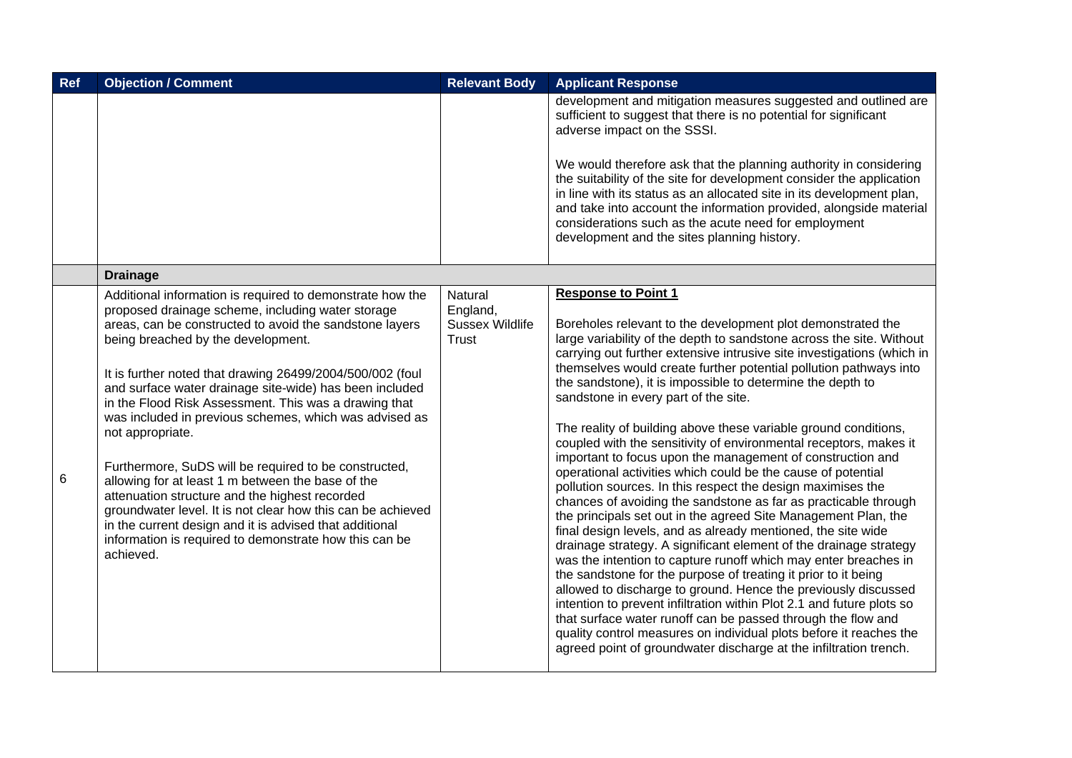| Ref | Objection / Comment | Relevant Body | Applicant Response |
|---|---|---|---|
| | | | development and mitigation measures suggested and outlined are sufficient to suggest that there is no potential for significant adverse impact on the SSSI.<br><br>We would therefore ask that the planning authority in considering the suitability of the site for development consider the application in line with its status as an allocated site in its development plan, and take into account the information provided, alongside material considerations such as the acute need for employment development and the sites planning history. |
| | **Drainage** | | |
| 6 | Additional information is required to demonstrate how the proposed drainage scheme, including water storage areas, can be constructed to avoid the sandstone layers being breached by the development.<br><br>It is further noted that drawing 26499/2004/500/002 (foul and surface water drainage site-wide) has been included in the Flood Risk Assessment. This was a drawing that was included in previous schemes, which was advised as not appropriate.<br><br>Furthermore, SuDS will be required to be constructed, allowing for at least 1 m between the base of the attenuation structure and the highest recorded groundwater level. It is not clear how this can be achieved in the current design and it is advised that additional information is required to demonstrate how this can be achieved. | Natural England, Sussex Wildlife Trust | **Response to Point 1**<br><br>Boreholes relevant to the development plot demonstrated the large variability of the depth to sandstone across the site. Without carrying out further extensive intrusive site investigations (which in themselves would create further potential pollution pathways into the sandstone), it is impossible to determine the depth to sandstone in every part of the site.<br><br>The reality of building above these variable ground conditions, coupled with the sensitivity of environmental receptors, makes it important to focus upon the management of construction and operational activities which could be the cause of potential pollution sources. In this respect the design maximises the chances of avoiding the sandstone as far as practicable through the principals set out in the agreed Site Management Plan, the final design levels, and as already mentioned, the site wide drainage strategy. A significant element of the drainage strategy was the intention to capture runoff which may enter breaches in the sandstone for the purpose of treating it prior to it being allowed to discharge to ground. Hence the previously discussed intention to prevent infiltration within Plot 2.1 and future plots so that surface water runoff can be passed through the flow and quality control measures on individual plots before it reaches the agreed point of groundwater discharge at the infiltration trench. |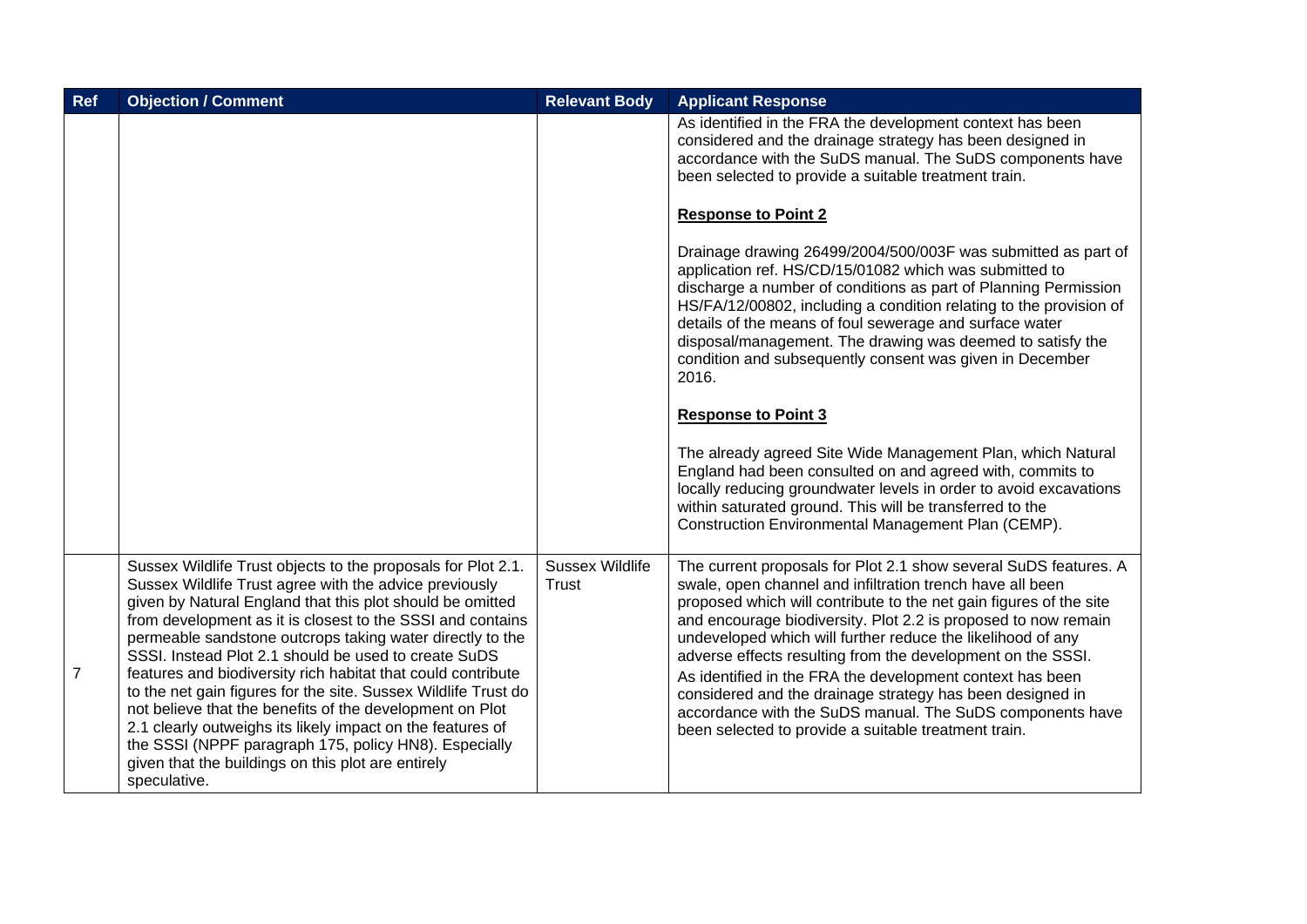| Ref | Objection / Comment | Relevant Body | Applicant Response |
|---|---|---|---|
| | | | As identified in the FRA the development context has been considered and the drainage strategy has been designed in accordance with the SuDS manual. The SuDS components have been selected to provide a suitable treatment train.<br><br>**<u>Response to Point 2</u>**<br><br>Drainage drawing 26499/2004/500/003F was submitted as part of application ref. HS/CD/15/01082 which was submitted to discharge a number of conditions as part of Planning Permission HS/FA/12/00802, including a condition relating to the provision of details of the means of foul sewerage and surface water disposal/management. The drawing was deemed to satisfy the condition and subsequently consent was given in December 2016.<br><br>**<u>Response to Point 3</u>**<br><br>The already agreed Site Wide Management Plan, which Natural England had been consulted on and agreed with, commits to locally reducing groundwater levels in order to avoid excavations within saturated ground. This will be transferred to the Construction Environmental Management Plan (CEMP). |
| 7 | Sussex Wildlife Trust objects to the proposals for Plot 2.1. Sussex Wildlife Trust agree with the advice previously given by Natural England that this plot should be omitted from development as it is closest to the SSSI and contains permeable sandstone outcrops taking water directly to the SSSI. Instead Plot 2.1 should be used to create SuDS features and biodiversity rich habitat that could contribute to the net gain figures for the site. Sussex Wildlife Trust do not believe that the benefits of the development on Plot 2.1 clearly outweighs its likely impact on the features of the SSSI (NPPF paragraph 175, policy HN8). Especially given that the buildings on this plot are entirely speculative. | Sussex Wildlife Trust | The current proposals for Plot 2.1 show several SuDS features. A swale, open channel and infiltration trench have all been proposed which will contribute to the net gain figures of the site and encourage biodiversity. Plot 2.2 is proposed to now remain undeveloped which will further reduce the likelihood of any adverse effects resulting from the development on the SSSI.<br>As identified in the FRA the development context has been considered and the drainage strategy has been designed in accordance with the SuDS manual. The SuDS components have been selected to provide a suitable treatment train. |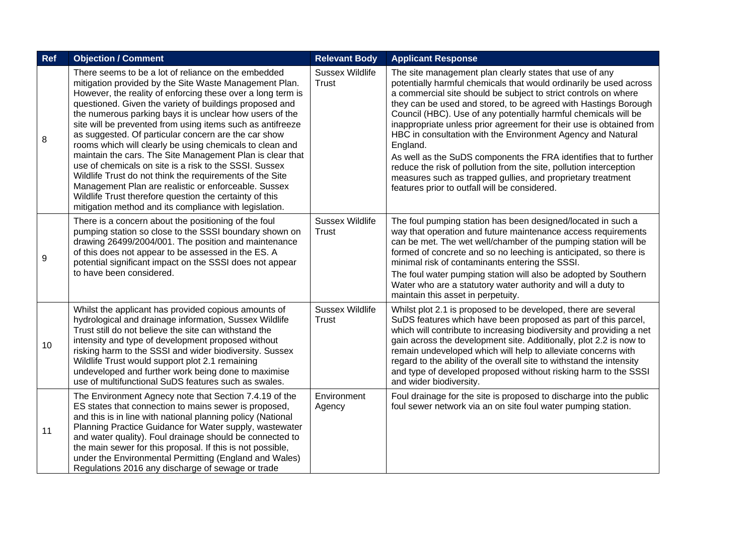| Ref | Objection / Comment | Relevant Body | Applicant Response |
|---|---|---|---|
| 8 | There seems to be a lot of reliance on the embedded mitigation provided by the Site Waste Management Plan. However, the reality of enforcing these over a long term is questioned. Given the variety of buildings proposed and the numerous parking bays it is unclear how users of the site will be prevented from using items such as antifreeze as suggested. Of particular concern are the car show rooms which will clearly be using chemicals to clean and maintain the cars. The Site Management Plan is clear that use of chemicals on site is a risk to the SSSI. Sussex Wildlife Trust do not think the requirements of the Site Management Plan are realistic or enforceable. Sussex Wildlife Trust therefore question the certainty of this mitigation method and its compliance with legislation. | Sussex Wildlife Trust | The site management plan clearly states that use of any potentially harmful chemicals that would ordinarily be used across a commercial site should be subject to strict controls on where they can be used and stored, to be agreed with Hastings Borough Council (HBC). Use of any potentially harmful chemicals will be inappropriate unless prior agreement for their use is obtained from HBC in consultation with the Environment Agency and Natural England.<br>As well as the SuDS components the FRA identifies that to further reduce the risk of pollution from the site, pollution interception measures such as trapped gullies, and proprietary treatment features prior to outfall will be considered. |
| 9 | There is a concern about the positioning of the foul pumping station so close to the SSSI boundary shown on drawing 26499/2004/001. The position and maintenance of this does not appear to be assessed in the ES. A potential significant impact on the SSSI does not appear to have been considered. | Sussex Wildlife Trust | The foul pumping station has been designed/located in such a way that operation and future maintenance access requirements can be met. The wet well/chamber of the pumping station will be formed of concrete and so no leeching is anticipated, so there is minimal risk of contaminants entering the SSSI.<br>The foul water pumping station will also be adopted by Southern Water who are a statutory water authority and will a duty to maintain this asset in perpetuity. |
| 10 | Whilst the applicant has provided copious amounts of hydrological and drainage information, Sussex Wildlife Trust still do not believe the site can withstand the intensity and type of development proposed without risking harm to the SSSI and wider biodiversity. Sussex Wildlife Trust would support plot 2.1 remaining undeveloped and further work being done to maximise use of multifunctional SuDS features such as swales. | Sussex Wildlife Trust | Whilst plot 2.1 is proposed to be developed, there are several SuDS features which have been proposed as part of this parcel, which will contribute to increasing biodiversity and providing a net gain across the development site. Additionally, plot 2.2 is now to remain undeveloped which will help to alleviate concerns with regard to the ability of the overall site to withstand the intensity and type of developed proposed without risking harm to the SSSI and wider biodiversity. |
| 11 | The Environment Agnecy note that Section 7.4.19 of the ES states that connection to mains sewer is proposed, and this is in line with national planning policy (National Planning Practice Guidance for Water supply, wastewater and water quality). Foul drainage should be connected to the main sewer for this proposal. If this is not possible, under the Environmental Permitting (England and Wales) Regulations 2016 any discharge of sewage or trade | Environment Agency | Foul drainage for the site is proposed to discharge into the public foul sewer network via an on site foul water pumping station. |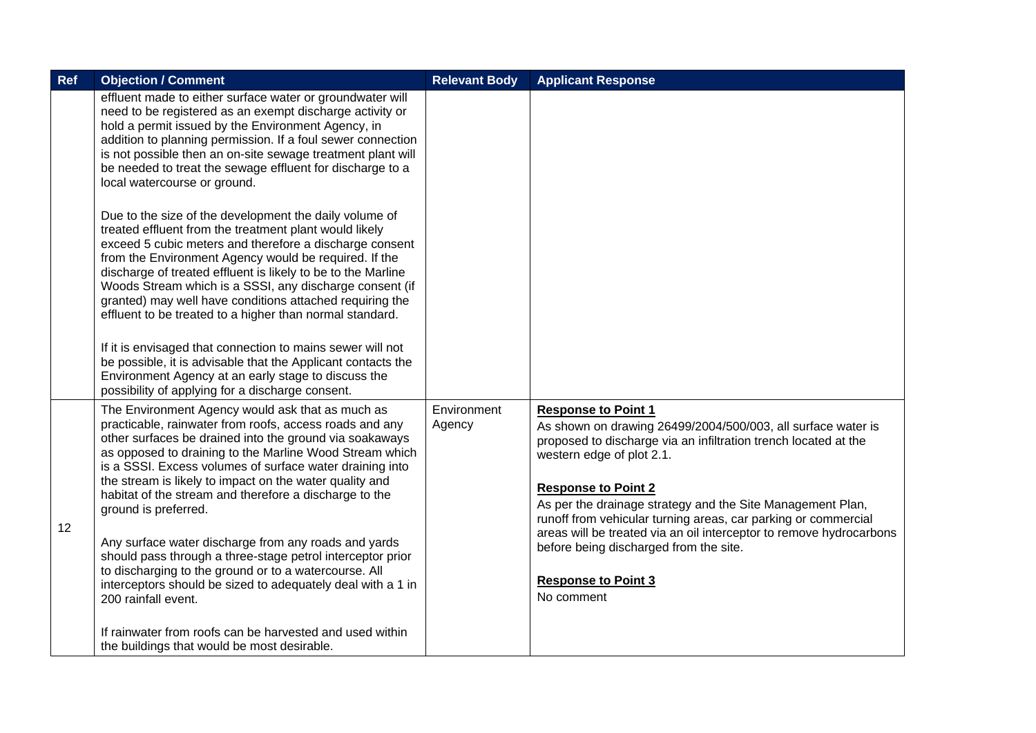| Ref | Objection / Comment | Relevant Body | Applicant Response |
|---|---|---|---|
| | effluent made to either surface water or groundwater will need to be registered as an exempt discharge activity or hold a permit issued by the Environment Agency, in addition to planning permission. If a foul sewer connection is not possible then an on-site sewage treatment plant will be needed to treat the sewage effluent for discharge to a local watercourse or ground.<br><br>Due to the size of the development the daily volume of treated effluent from the treatment plant would likely exceed 5 cubic meters and therefore a discharge consent from the Environment Agency would be required. If the discharge of treated effluent is likely to be to the Marline Woods Stream which is a SSSI, any discharge consent (if granted) may well have conditions attached requiring the effluent to be treated to a higher than normal standard.<br><br>If it is envisaged that connection to mains sewer will not be possible, it is advisable that the Applicant contacts the Environment Agency at an early stage to discuss the possibility of applying for a discharge consent. | | |
| 12 | The Environment Agency would ask that as much as practicable, rainwater from roofs, access roads and any other surfaces be drained into the ground via soakaways as opposed to draining to the Marline Wood Stream which is a SSSI. Excess volumes of surface water draining into the stream is likely to impact on the water quality and habitat of the stream and therefore a discharge to the ground is preferred.<br><br>Any surface water discharge from any roads and yards should pass through a three-stage petrol interceptor prior to discharging to the ground or to a watercourse. All interceptors should be sized to adequately deal with a 1 in 200 rainfall event.<br><br>If rainwater from roofs can be harvested and used within the buildings that would be most desirable. | Environment Agency | **Response to Point 1**<br>As shown on drawing 26499/2004/500/003, all surface water is proposed to discharge via an infiltration trench located at the western edge of plot 2.1.<br><br>**Response to Point 2**<br>As per the drainage strategy and the Site Management Plan, runoff from vehicular turning areas, car parking or commercial areas will be treated via an oil interceptor to remove hydrocarbons before being discharged from the site.<br><br>**Response to Point 3**<br>No comment |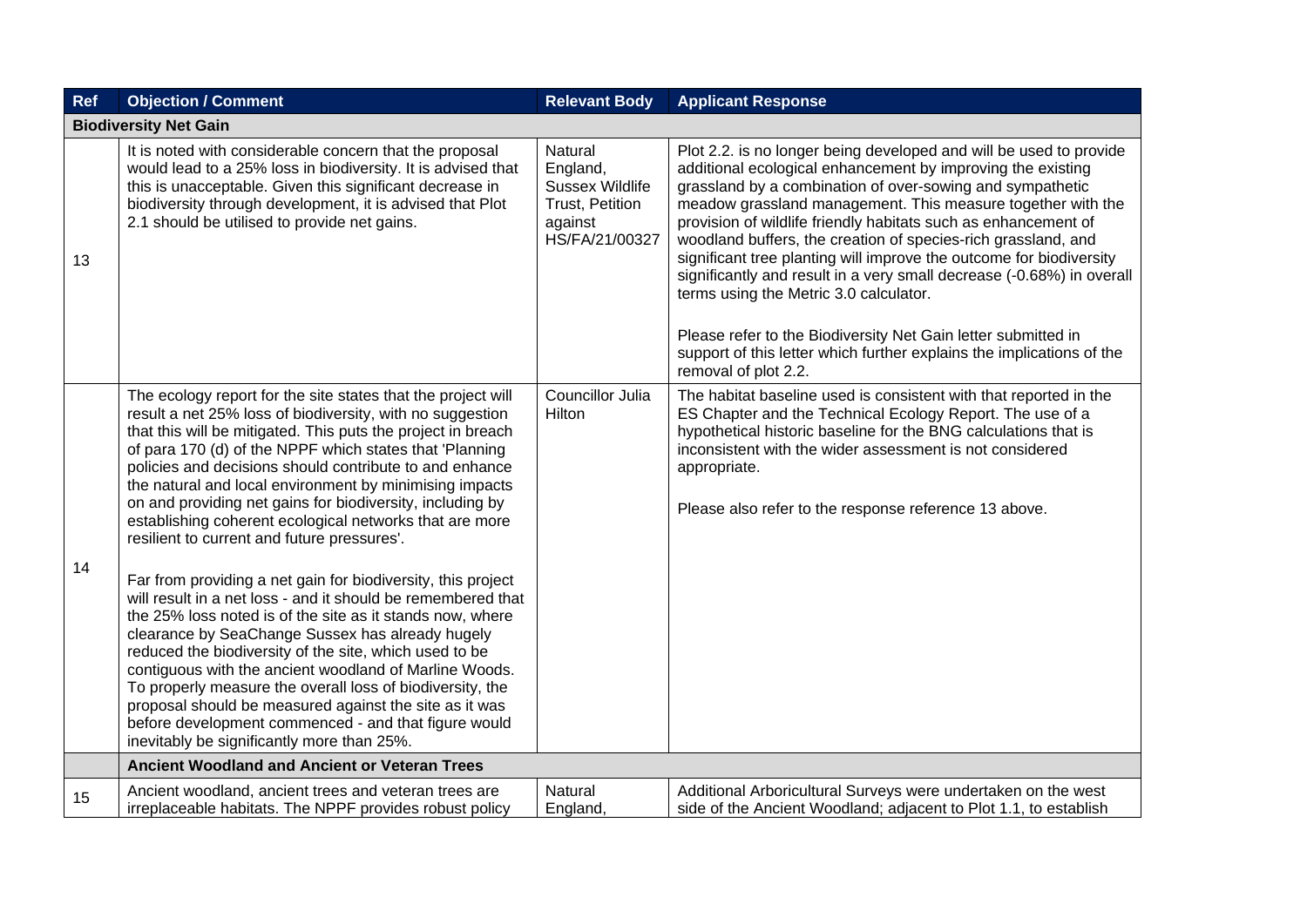| Ref | Objection / Comment | Relevant Body | Applicant Response |
|---|---|---|---|
| **Biodiversity Net Gain** | | | |
| 13 | It is noted with considerable concern that the proposal would lead to a 25% loss in biodiversity. It is advised that this is unacceptable. Given this significant decrease in biodiversity through development, it is advised that Plot 2.1 should be utilised to provide net gains. | Natural England, Sussex Wildlife Trust, Petition against HS/FA/21/00327 | Plot 2.2. is no longer being developed and will be used to provide additional ecological enhancement by improving the existing grassland by a combination of over-sowing and sympathetic meadow grassland management. This measure together with the provision of wildlife friendly habitats such as enhancement of woodland buffers, the creation of species-rich grassland, and significant tree planting will improve the outcome for biodiversity significantly and result in a very small decrease (-0.68%) in overall terms using the Metric 3.0 calculator.<br><br>Please refer to the Biodiversity Net Gain letter submitted in support of this letter which further explains the implications of the removal of plot 2.2. |
| 14 | The ecology report for the site states that the project will result a net 25% loss of biodiversity, with no suggestion that this will be mitigated. This puts the project in breach of para 170 (d) of the NPPF which states that 'Planning policies and decisions should contribute to and enhance the natural and local environment by minimising impacts on and providing net gains for biodiversity, including by establishing coherent ecological networks that are more resilient to current and future pressures'.<br><br>Far from providing a net gain for biodiversity, this project will result in a net loss - and it should be remembered that the 25% loss noted is of the site as it stands now, where clearance by SeaChange Sussex has already hugely reduced the biodiversity of the site, which used to be contiguous with the ancient woodland of Marline Woods. To properly measure the overall loss of biodiversity, the proposal should be measured against the site as it was before development commenced - and that figure would inevitably be significantly more than 25%. | Councillor Julia Hilton | The habitat baseline used is consistent with that reported in the ES Chapter and the Technical Ecology Report. The use of a hypothetical historic baseline for the BNG calculations that is inconsistent with the wider assessment is not considered appropriate.<br><br>Please also refer to the response reference 13 above. |
| | **Ancient Woodland and Ancient or Veteran Trees** | | |
| 15 | Ancient woodland, ancient trees and veteran trees are irreplaceable habitats. The NPPF provides robust policy | Natural England, | Additional Arboricultural Surveys were undertaken on the west side of the Ancient Woodland; adjacent to Plot 1.1, to establish |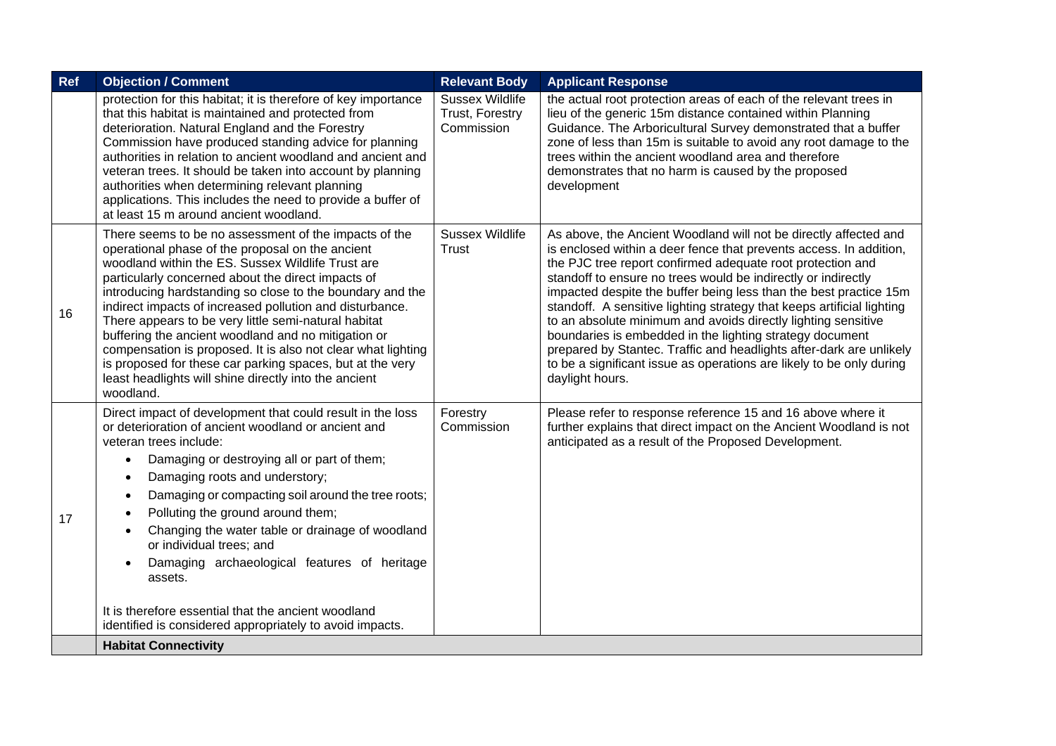| Ref | Objection / Comment | Relevant Body | Applicant Response |
|---|---|---|---|
| | protection for this habitat; it is therefore of key importance that this habitat is maintained and protected from deterioration. Natural England and the Forestry Commission have produced standing advice for planning authorities in relation to ancient woodland and ancient and veteran trees. It should be taken into account by planning authorities when determining relevant planning applications. This includes the need to provide a buffer of at least 15 m around ancient woodland. | Sussex Wildlife Trust, Forestry Commission | the actual root protection areas of each of the relevant trees in lieu of the generic 15m distance contained within Planning Guidance. The Arboricultural Survey demonstrated that a buffer zone of less than 15m is suitable to avoid any root damage to the trees within the ancient woodland area and therefore demonstrates that no harm is caused by the proposed development |
| 16 | There seems to be no assessment of the impacts of the operational phase of the proposal on the ancient woodland within the ES. Sussex Wildlife Trust are particularly concerned about the direct impacts of introducing hardstanding so close to the boundary and the indirect impacts of increased pollution and disturbance. There appears to be very little semi-natural habitat buffering the ancient woodland and no mitigation or compensation is proposed. It is also not clear what lighting is proposed for these car parking spaces, but at the very least headlights will shine directly into the ancient woodland. | Sussex Wildlife Trust | As above, the Ancient Woodland will not be directly affected and is enclosed within a deer fence that prevents access. In addition, the PJC tree report confirmed adequate root protection and standoff to ensure no trees would be indirectly or indirectly impacted despite the buffer being less than the best practice 15m standoff. A sensitive lighting strategy that keeps artificial lighting to an absolute minimum and avoids directly lighting sensitive boundaries is embedded in the lighting strategy document prepared by Stantec. Traffic and headlights after-dark are unlikely to be a significant issue as operations are likely to be only during daylight hours. |
| 17 | Direct impact of development that could result in the loss or deterioration of ancient woodland or ancient and veteran trees include:<br>• Damaging or destroying all or part of them;<br>• Damaging roots and understory;<br>• Damaging or compacting soil around the tree roots;<br>• Polluting the ground around them;<br>• Changing the water table or drainage of woodland or individual trees; and<br>• Damaging archaeological features of heritage assets.<br><br>It is therefore essential that the ancient woodland identified is considered appropriately to avoid impacts. | Forestry Commission | Please refer to response reference 15 and 16 above where it further explains that direct impact on the Ancient Woodland is not anticipated as a result of the Proposed Development. |
| | **Habitat Connectivity** | | |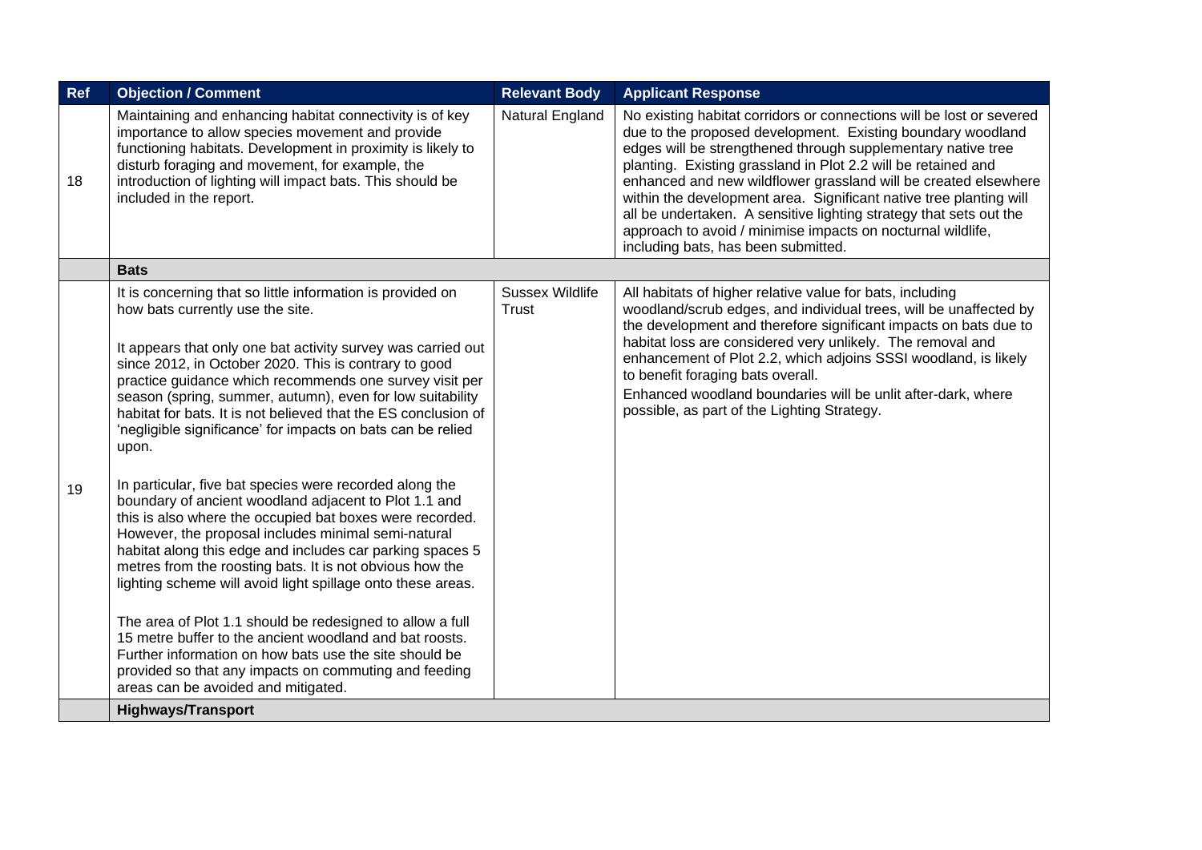| Ref | Objection / Comment | Relevant Body | Applicant Response |
|---|---|---|---|
| 18 | Maintaining and enhancing habitat connectivity is of key importance to allow species movement and provide functioning habitats. Development in proximity is likely to disturb foraging and movement, for example, the introduction of lighting will impact bats. This should be included in the report. | Natural England | No existing habitat corridors or connections will be lost or severed due to the proposed development. Existing boundary woodland edges will be strengthened through supplementary native tree planting. Existing grassland in Plot 2.2 will be retained and enhanced and new wildflower grassland will be created elsewhere within the development area. Significant native tree planting will all be undertaken. A sensitive lighting strategy that sets out the approach to avoid / minimise impacts on nocturnal wildlife, including bats, has been submitted. |
| | **Bats** | | |
| 19 | It is concerning that so little information is provided on how bats currently use the site.<br><br>It appears that only one bat activity survey was carried out since 2012, in October 2020. This is contrary to good practice guidance which recommends one survey visit per season (spring, summer, autumn), even for low suitability habitat for bats. It is not believed that the ES conclusion of 'negligible significance' for impacts on bats can be relied upon.<br><br>In particular, five bat species were recorded along the boundary of ancient woodland adjacent to Plot 1.1 and this is also where the occupied bat boxes were recorded. However, the proposal includes minimal semi-natural habitat along this edge and includes car parking spaces 5 metres from the roosting bats. It is not obvious how the lighting scheme will avoid light spillage onto these areas.<br><br>The area of Plot 1.1 should be redesigned to allow a full 15 metre buffer to the ancient woodland and bat roosts. Further information on how bats use the site should be provided so that any impacts on commuting and feeding areas can be avoided and mitigated. | Sussex Wildlife Trust | All habitats of higher relative value for bats, including woodland/scrub edges, and individual trees, will be unaffected by the development and therefore significant impacts on bats due to habitat loss are considered very unlikely. The removal and enhancement of Plot 2.2, which adjoins SSSI woodland, is likely to benefit foraging bats overall.<br>Enhanced woodland boundaries will be unlit after-dark, where possible, as part of the Lighting Strategy. |
| | **Highways/Transport** | | |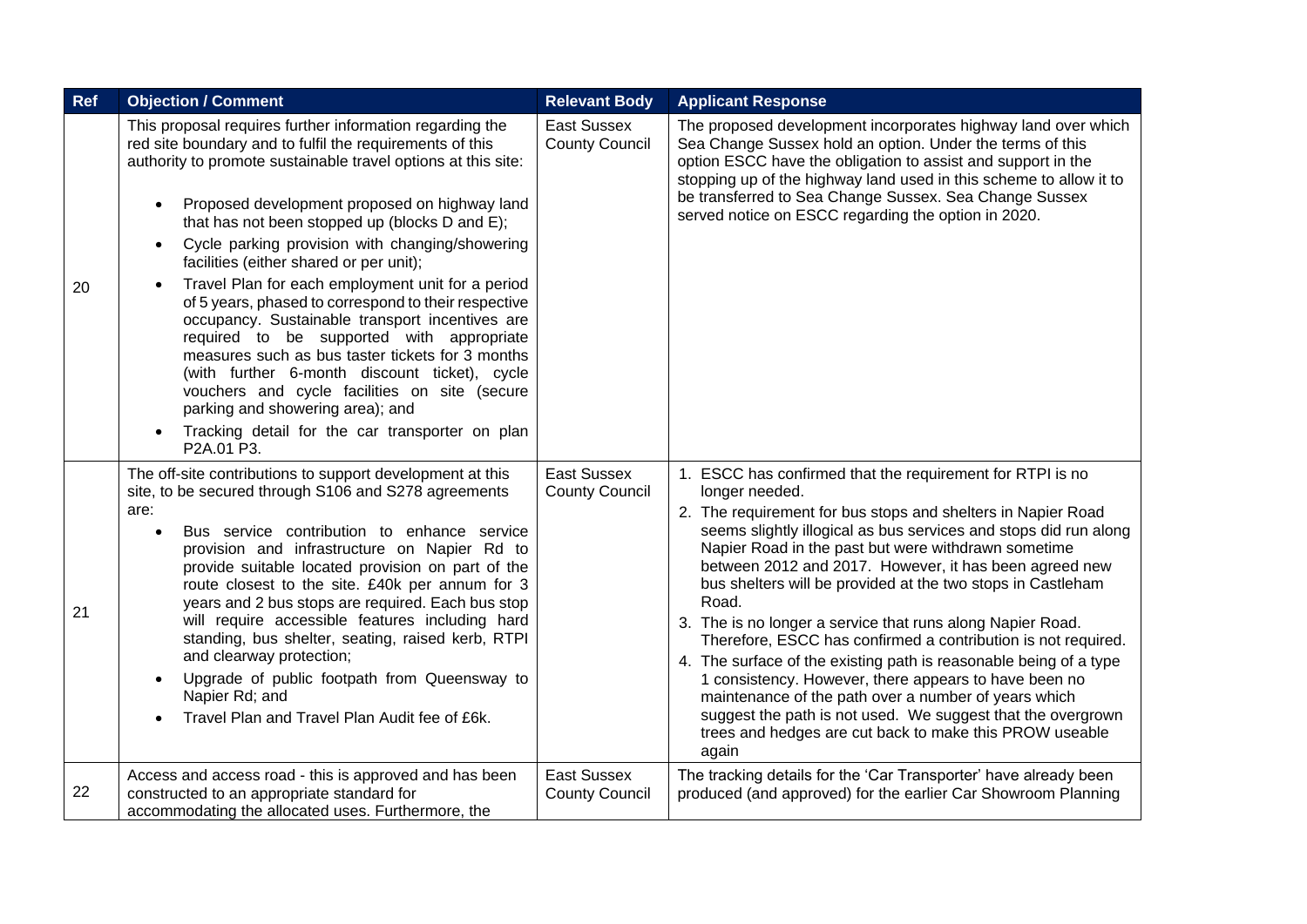| Ref | Objection / Comment | Relevant Body | Applicant Response |
|---|---|---|---|
| 20 | This proposal requires further information regarding the red site boundary and to fulfil the requirements of this authority to promote sustainable travel options at this site:<br><br>• Proposed development proposed on highway land that has not been stopped up (blocks D and E);<br>• Cycle parking provision with changing/showering facilities (either shared or per unit);<br>• Travel Plan for each employment unit for a period of 5 years, phased to correspond to their respective occupancy. Sustainable transport incentives are required to be supported with appropriate measures such as bus taster tickets for 3 months (with further 6-month discount ticket), cycle vouchers and cycle facilities on site (secure parking and showering area); and<br>• Tracking detail for the car transporter on plan P2A.01 P3. | East Sussex County Council | The proposed development incorporates highway land over which Sea Change Sussex hold an option. Under the terms of this option ESCC have the obligation to assist and support in the stopping up of the highway land used in this scheme to allow it to be transferred to Sea Change Sussex. Sea Change Sussex served notice on ESCC regarding the option in 2020. |
| 21 | The off-site contributions to support development at this site, to be secured through S106 and S278 agreements are:<br>• Bus service contribution to enhance service provision and infrastructure on Napier Rd to provide suitable located provision on part of the route closest to the site. £40k per annum for 3 years and 2 bus stops are required. Each bus stop will require accessible features including hard standing, bus shelter, seating, raised kerb, RTPI and clearway protection;<br>• Upgrade of public footpath from Queensway to Napier Rd; and<br>• Travel Plan and Travel Plan Audit fee of £6k. | East Sussex County Council | 1. ESCC has confirmed that the requirement for RTPI is no longer needed.<br>2. The requirement for bus stops and shelters in Napier Road seems slightly illogical as bus services and stops did run along Napier Road in the past but were withdrawn sometime between 2012 and 2017. However, it has been agreed new bus shelters will be provided at the two stops in Castleham Road.<br>3. The is no longer a service that runs along Napier Road. Therefore, ESCC has confirmed a contribution is not required.<br>4. The surface of the existing path is reasonable being of a type 1 consistency. However, there appears to have been no maintenance of the path over a number of years which suggest the path is not used. We suggest that the overgrown trees and hedges are cut back to make this PROW useable again |
| 22 | Access and access road - this is approved and has been constructed to an appropriate standard for accommodating the allocated uses. Furthermore, the | East Sussex County Council | The tracking details for the 'Car Transporter' have already been produced (and approved) for the earlier Car Showroom Planning |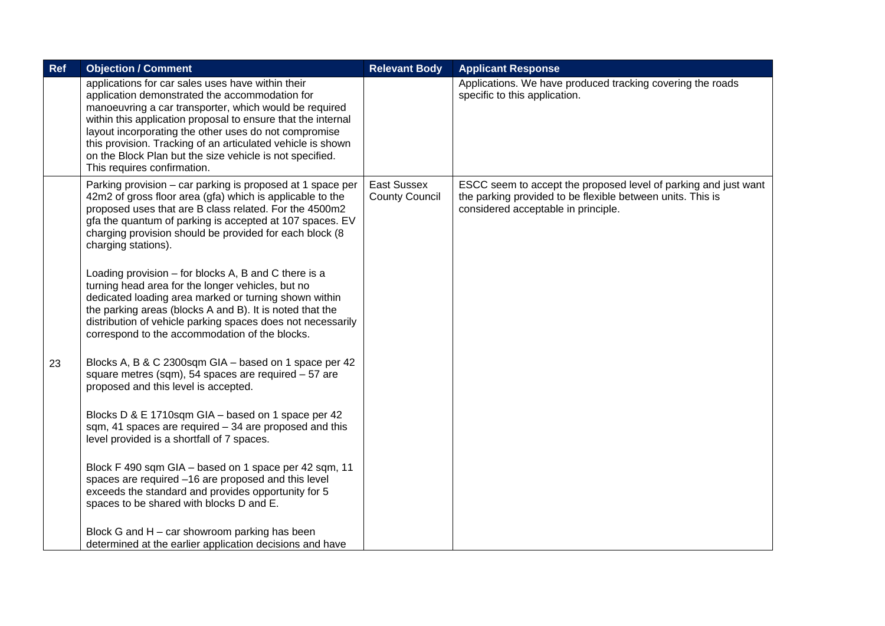| Ref | Objection / Comment | Relevant Body | Applicant Response |
| --- | --- | --- | --- |
| | applications for car sales uses have within their application demonstrated the accommodation for manoeuvring a car transporter, which would be required within this application proposal to ensure that the internal layout incorporating the other uses do not compromise this provision. Tracking of an articulated vehicle is shown on the Block Plan but the size vehicle is not specified. This requires confirmation. | | Applications. We have produced tracking covering the roads specific to this application. |
| 23 | Parking provision – car parking is proposed at 1 space per 42m2 of gross floor area (gfa) which is applicable to the proposed uses that are B class related. For the 4500m2 gfa the quantum of parking is accepted at 107 spaces. EV charging provision should be provided for each block (8 charging stations).<br><br>Loading provision – for blocks A, B and C there is a turning head area for the longer vehicles, but no dedicated loading area marked or turning shown within the parking areas (blocks A and B). It is noted that the distribution of vehicle parking spaces does not necessarily correspond to the accommodation of the blocks.<br><br>Blocks A, B & C 2300sqm GIA – based on 1 space per 42 square metres (sqm), 54 spaces are required – 57 are proposed and this level is accepted.<br><br>Blocks D & E 1710sqm GIA – based on 1 space per 42 sqm, 41 spaces are required – 34 are proposed and this level provided is a shortfall of 7 spaces.<br><br>Block F 490 sqm GIA – based on 1 space per 42 sqm, 11 spaces are required –16 are proposed and this level exceeds the standard and provides opportunity for 5 spaces to be shared with blocks D and E.<br><br>Block G and H – car showroom parking has been determined at the earlier application decisions and have | East Sussex County Council | ESCC seem to accept the proposed level of parking and just want the parking provided to be flexible between units. This is considered acceptable in principle. |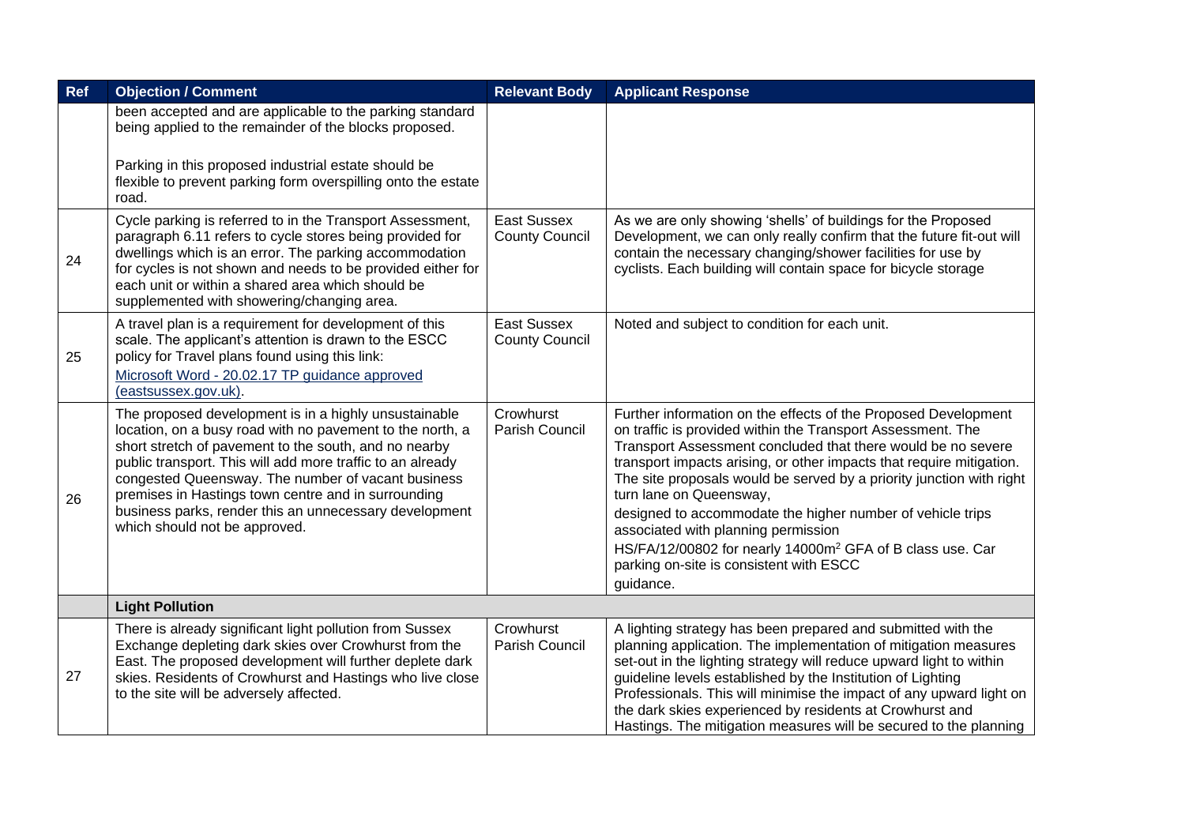| Ref | Objection / Comment | Relevant Body | Applicant Response |
|---|---|---|---|
| | been accepted and are applicable to the parking standard being applied to the remainder of the blocks proposed.<br><br>Parking in this proposed industrial estate should be flexible to prevent parking form overspilling onto the estate road. | | |
| 24 | Cycle parking is referred to in the Transport Assessment, paragraph 6.11 refers to cycle stores being provided for dwellings which is an error. The parking accommodation for cycles is not shown and needs to be provided either for each unit or within a shared area which should be supplemented with showering/changing area. | East Sussex County Council | As we are only showing 'shells' of buildings for the Proposed Development, we can only really confirm that the future fit-out will contain the necessary changing/shower facilities for use by cyclists. Each building will contain space for bicycle storage |
| 25 | A travel plan is a requirement for development of this scale. The applicant's attention is drawn to the ESCC policy for Travel plans found using this link: [Microsoft Word - 20.02.17 TP guidance approved (eastsussex.gov.uk)](). | East Sussex County Council | Noted and subject to condition for each unit. |
| 26 | The proposed development is in a highly unsustainable location, on a busy road with no pavement to the north, a short stretch of pavement to the south, and no nearby public transport. This will add more traffic to an already congested Queensway. The number of vacant business premises in Hastings town centre and in surrounding business parks, render this an unnecessary development which should not be approved. | Crowhurst Parish Council | Further information on the effects of the Proposed Development on traffic is provided within the Transport Assessment. The Transport Assessment concluded that there would be no severe transport impacts arising, or other impacts that require mitigation. The site proposals would be served by a priority junction with right turn lane on Queensway,<br>designed to accommodate the higher number of vehicle trips associated with planning permission<br>HS/FA/12/00802 for nearly 14000m$^2$ GFA of B class use. Car parking on-site is consistent with ESCC<br>guidance. |
| | **Light Pollution** | | |
| 27 | There is already significant light pollution from Sussex Exchange depleting dark skies over Crowhurst from the East. The proposed development will further deplete dark skies. Residents of Crowhurst and Hastings who live close to the site will be adversely affected. | Crowhurst Parish Council | A lighting strategy has been prepared and submitted with the planning application. The implementation of mitigation measures set-out in the lighting strategy will reduce upward light to within guideline levels established by the Institution of Lighting Professionals. This will minimise the impact of any upward light on the dark skies experienced by residents at Crowhurst and Hastings. The mitigation measures will be secured to the planning |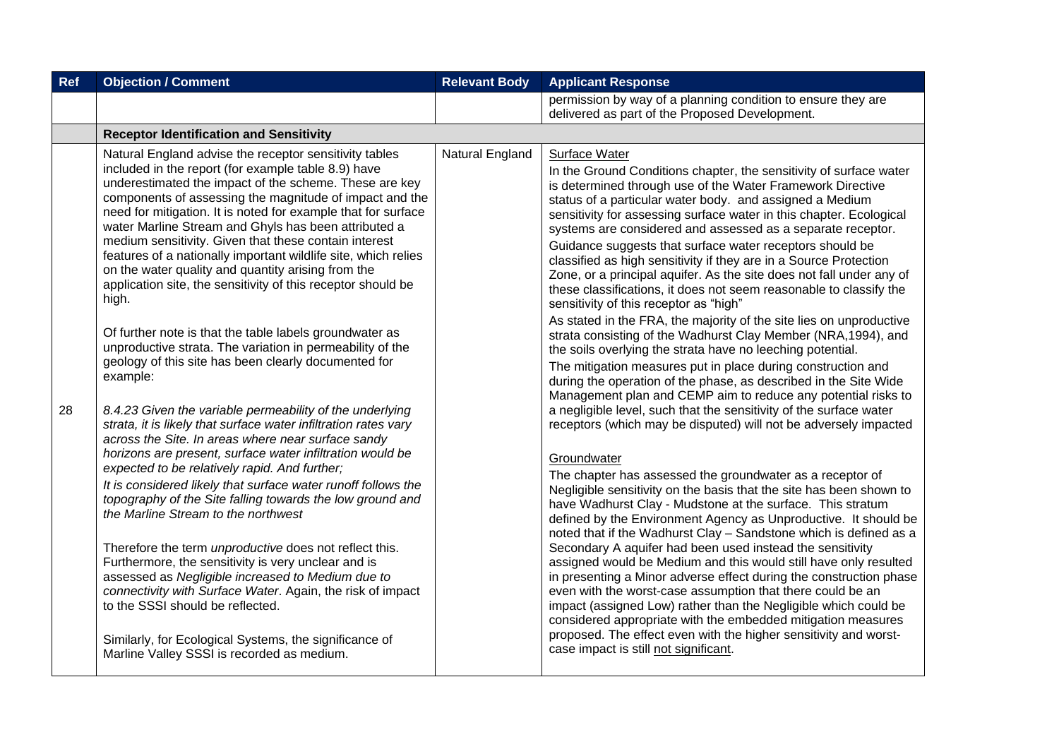| Ref | Objection / Comment | Relevant Body | Applicant Response |
|---|---|---|---|
| | | | permission by way of a planning condition to ensure they are delivered as part of the Proposed Development. |
| | **Receptor Identification and Sensitivity** | | |
| 28 | Natural England advise the receptor sensitivity tables included in the report (for example table 8.9) have underestimated the impact of the scheme. These are key components of assessing the magnitude of impact and the need for mitigation. It is noted for example that for surface water Marline Stream and Ghyls has been attributed a medium sensitivity. Given that these contain interest features of a nationally important wildlife site, which relies on the water quality and quantity arising from the application site, the sensitivity of this receptor should be high.<br><br>Of further note is that the table labels groundwater as unproductive strata. The variation in permeability of the geology of this site has been clearly documented for example:<br><br>*8.4.23 Given the variable permeability of the underlying strata, it is likely that surface water infiltration rates vary across the Site. In areas where near surface sandy horizons are present, surface water infiltration would be expected to be relatively rapid. And further;*<br>*It is considered likely that surface water runoff follows the topography of the Site falling towards the low ground and the Marline Stream to the northwest*<br><br>Therefore the term *unproductive* does not reflect this. Furthermore, the sensitivity is very unclear and is assessed as *Negligible increased to Medium due to connectivity with Surface Water*. Again, the risk of impact to the SSSI should be reflected.<br><br>Similarly, for Ecological Systems, the significance of Marline Valley SSSI is recorded as medium. | Natural England | <u>Surface Water</u><br>In the Ground Conditions chapter, the sensitivity of surface water is determined through use of the Water Framework Directive status of a particular water body. and assigned a Medium sensitivity for assessing surface water in this chapter. Ecological systems are considered and assessed as a separate receptor.<br>Guidance suggests that surface water receptors should be classified as high sensitivity if they are in a Source Protection Zone, or a principal aquifer. As the site does not fall under any of these classifications, it does not seem reasonable to classify the sensitivity of this receptor as "high"<br>As stated in the FRA, the majority of the site lies on unproductive strata consisting of the Wadhurst Clay Member (NRA,1994), and the soils overlying the strata have no leeching potential.<br>The mitigation measures put in place during construction and during the operation of the phase, as described in the Site Wide Management plan and CEMP aim to reduce any potential risks to a negligible level, such that the sensitivity of the surface water receptors (which may be disputed) will not be adversely impacted<br><br><u>Groundwater</u><br>The chapter has assessed the groundwater as a receptor of Negligible sensitivity on the basis that the site has been shown to have Wadhurst Clay - Mudstone at the surface. This stratum defined by the Environment Agency as Unproductive. It should be noted that if the Wadhurst Clay – Sandstone which is defined as a Secondary A aquifer had been used instead the sensitivity assigned would be Medium and this would still have only resulted in presenting a Minor adverse effect during the construction phase even with the worst-case assumption that there could be an impact (assigned Low) rather than the Negligible which could be considered appropriate with the embedded mitigation measures proposed. The effect even with the higher sensitivity and worst-case impact is still <u>not significant</u>. |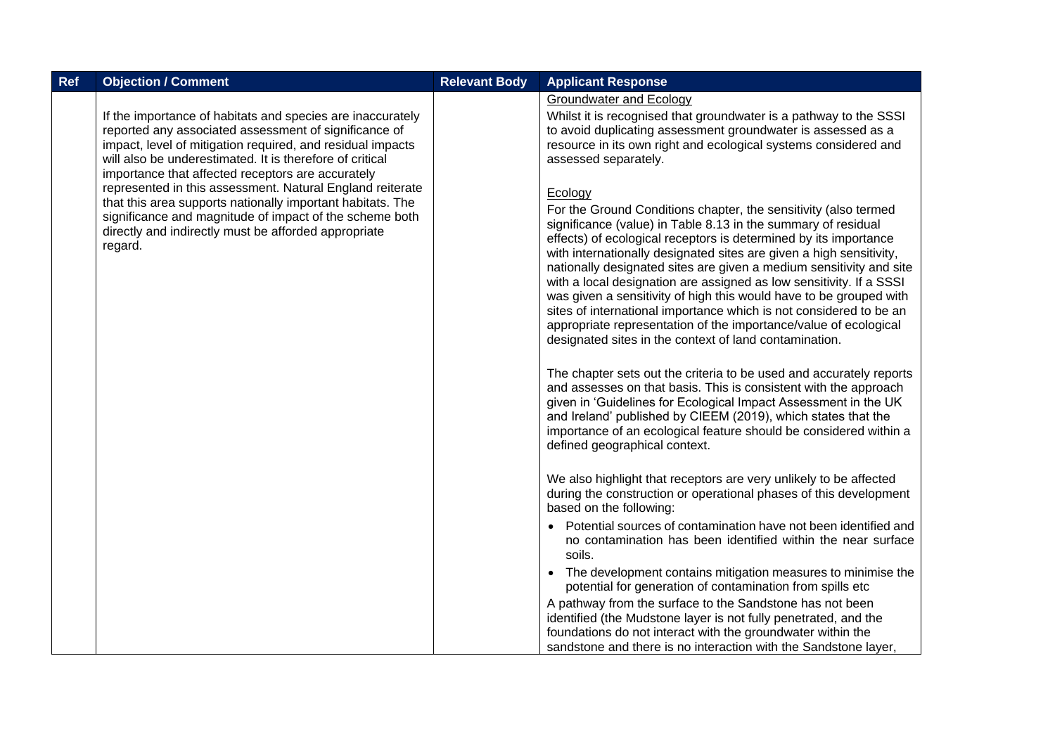| Ref | Objection / Comment | Relevant Body | Applicant Response |
|---|---|---|---|
| | If the importance of habitats and species are inaccurately reported any associated assessment of significance of impact, level of mitigation required, and residual impacts will also be underestimated. It is therefore of critical importance that affected receptors are accurately represented in this assessment. Natural England reiterate that this area supports nationally important habitats. The significance and magnitude of impact of the scheme both directly and indirectly must be afforded appropriate regard. | | Groundwater and Ecology<br>Whilst it is recognised that groundwater is a pathway to the SSSI to avoid duplicating assessment groundwater is assessed as a resource in its own right and ecological systems considered and assessed separately.<br><br>Ecology<br>For the Ground Conditions chapter, the sensitivity (also termed significance (value) in Table 8.13 in the summary of residual effects) of ecological receptors is determined by its importance with internationally designated sites are given a high sensitivity, nationally designated sites are given a medium sensitivity and site with a local designation are assigned as low sensitivity. If a SSSI was given a sensitivity of high this would have to be grouped with sites of international importance which is not considered to be an appropriate representation of the importance/value of ecological designated sites in the context of land contamination.<br><br>The chapter sets out the criteria to be used and accurately reports and assesses on that basis. This is consistent with the approach given in 'Guidelines for Ecological Impact Assessment in the UK and Ireland' published by CIEEM (2019), which states that the importance of an ecological feature should be considered within a defined geographical context.<br><br>We also highlight that receptors are very unlikely to be affected during the construction or operational phases of this development based on the following:<br>• Potential sources of contamination have not been identified and no contamination has been identified within the near surface soils.<br>• The development contains mitigation measures to minimise the potential for generation of contamination from spills etc<br>A pathway from the surface to the Sandstone has not been identified (the Mudstone layer is not fully penetrated, and the foundations do not interact with the groundwater within the sandstone and there is no interaction with the Sandstone layer, |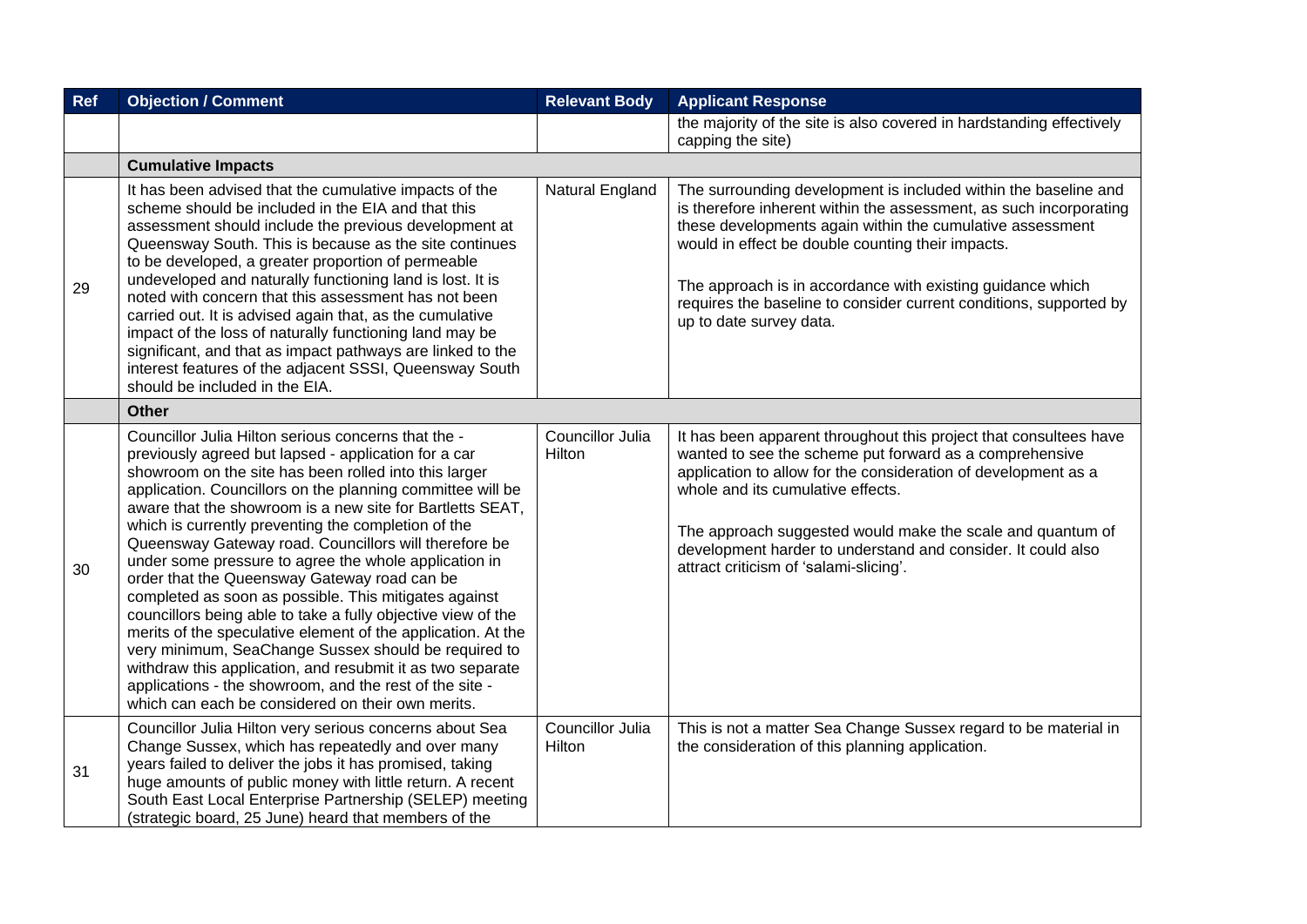| Ref | Objection / Comment | Relevant Body | Applicant Response |
|---|---|---|---|
| | | | the majority of the site is also covered in hardstanding effectively capping the site) |
| | **Cumulative Impacts** | | |
| 29 | It has been advised that the cumulative impacts of the scheme should be included in the EIA and that this assessment should include the previous development at Queensway South. This is because as the site continues to be developed, a greater proportion of permeable undeveloped and naturally functioning land is lost. It is noted with concern that this assessment has not been carried out. It is advised again that, as the cumulative impact of the loss of naturally functioning land may be significant, and that as impact pathways are linked to the interest features of the adjacent SSSI, Queensway South should be included in the EIA. | Natural England | The surrounding development is included within the baseline and is therefore inherent within the assessment, as such incorporating these developments again within the cumulative assessment would in effect be double counting their impacts.<br><br>The approach is in accordance with existing guidance which requires the baseline to consider current conditions, supported by up to date survey data. |
| | **Other** | | |
| 30 | Councillor Julia Hilton serious concerns that the - previously agreed but lapsed - application for a car showroom on the site has been rolled into this larger application. Councillors on the planning committee will be aware that the showroom is a new site for Bartletts SEAT, which is currently preventing the completion of the Queensway Gateway road. Councillors will therefore be under some pressure to agree the whole application in order that the Queensway Gateway road can be completed as soon as possible. This mitigates against councillors being able to take a fully objective view of the merits of the speculative element of the application. At the very minimum, SeaChange Sussex should be required to withdraw this application, and resubmit it as two separate applications - the showroom, and the rest of the site - which can each be considered on their own merits. | Councillor Julia Hilton | It has been apparent throughout this project that consultees have wanted to see the scheme put forward as a comprehensive application to allow for the consideration of development as a whole and its cumulative effects.<br><br>The approach suggested would make the scale and quantum of development harder to understand and consider. It could also attract criticism of 'salami-slicing'. |
| 31 | Councillor Julia Hilton very serious concerns about Sea Change Sussex, which has repeatedly and over many years failed to deliver the jobs it has promised, taking huge amounts of public money with little return. A recent South East Local Enterprise Partnership (SELEP) meeting (strategic board, 25 June) heard that members of the | Councillor Julia Hilton | This is not a matter Sea Change Sussex regard to be material in the consideration of this planning application. |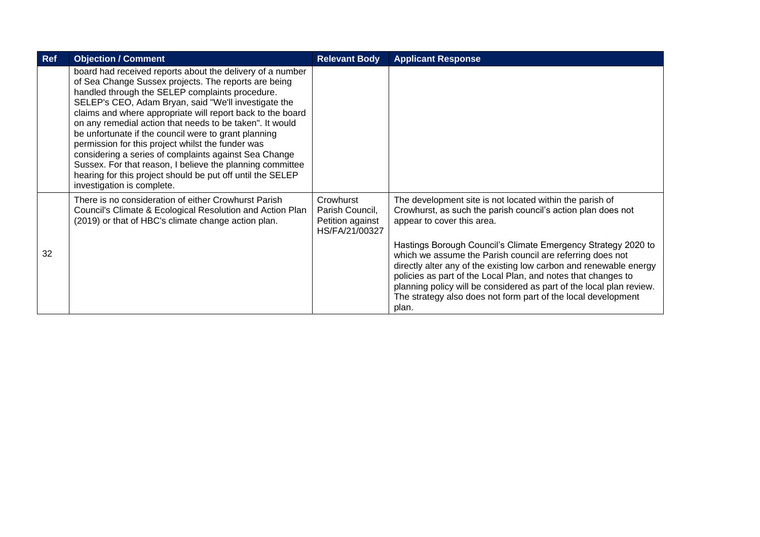| Ref | Objection / Comment | Relevant Body | Applicant Response |
|---|---|---|---|
| | board had received reports about the delivery of a number of Sea Change Sussex projects. The reports are being handled through the SELEP complaints procedure. SELEP's CEO, Adam Bryan, said "We'll investigate the claims and where appropriate will report back to the board on any remedial action that needs to be taken". It would be unfortunate if the council were to grant planning permission for this project whilst the funder was considering a series of complaints against Sea Change Sussex. For that reason, I believe the planning committee hearing for this project should be put off until the SELEP investigation is complete. | | |
| 32 | There is no consideration of either Crowhurst Parish Council's Climate & Ecological Resolution and Action Plan (2019) or that of HBC's climate change action plan. | Crowhurst Parish Council, Petition against HS/FA/21/00327 | The development site is not located within the parish of Crowhurst, as such the parish council's action plan does not appear to cover this area.<br><br>Hastings Borough Council's Climate Emergency Strategy 2020 to which we assume the Parish council are referring does not directly alter any of the existing low carbon and renewable energy policies as part of the Local Plan, and notes that changes to planning policy will be considered as part of the local plan review. The strategy also does not form part of the local development plan. |